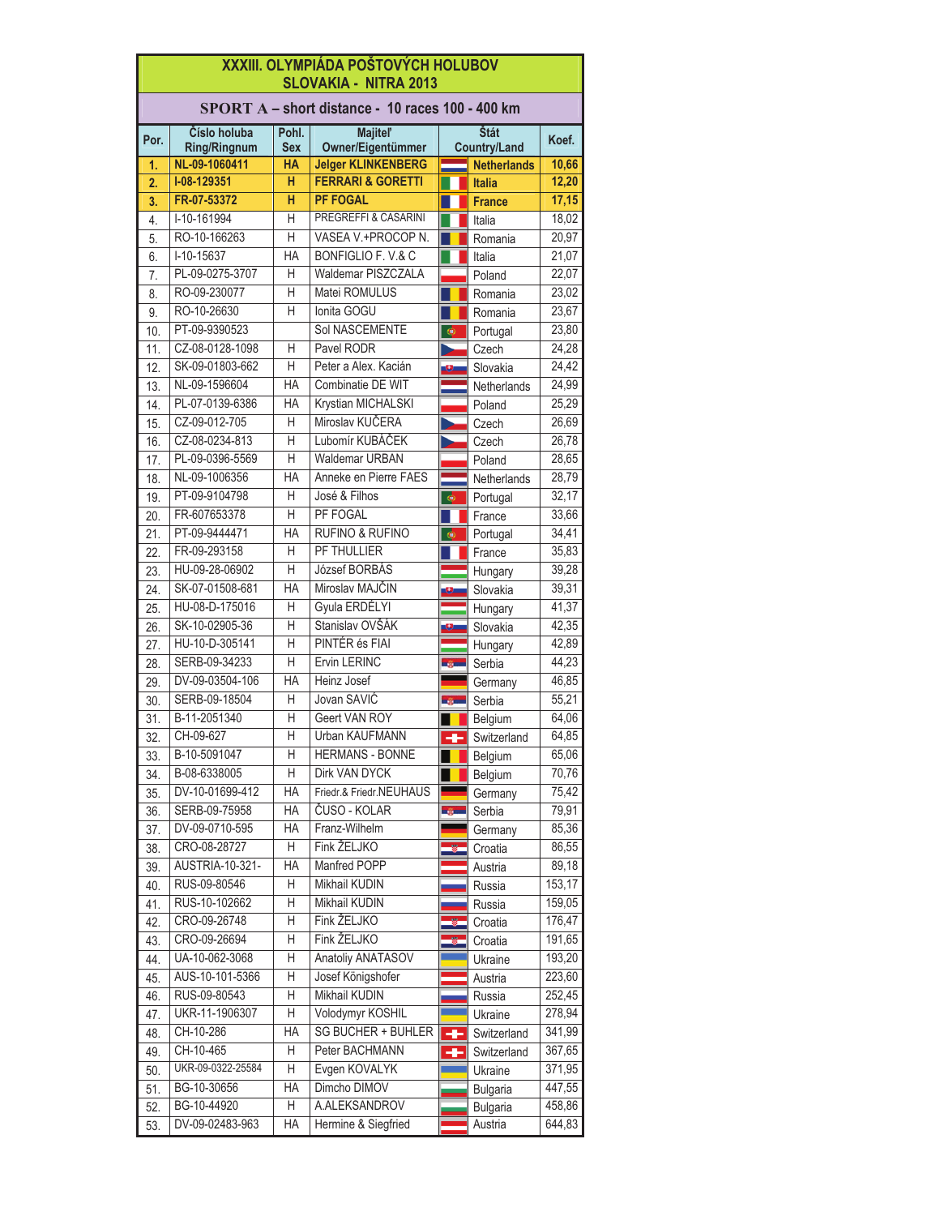# XXXIII. OLYMPIÁDA POŠTOVÝCH HOLUBOV
## SLOVAKIA - NITRA 2013

### SPORT A – short distance - 10 races 100 - 400 km

| Por. | Číslo holuba Ring/Ringnum | Pohl. Sex | Majiteľ Owner/Eigentümmer | Štát Country/Land | Koef. |
|---|---|---|---|---|---|
| **1.** | **NL-09-1060411** | **HA** | **Jelger KLINKENBERG** | **Netherlands** | **10,66** |
| **2.** | **I-08-129351** | **H** | **FERRARI & GORETTI** | **Italia** | **12,20** |
| **3.** | **FR-07-53372** | **H** | **PF FOGAL** | **France** | **17,15** |
| 4. | I-10-161994 | H | PREGREFFI & CASARINI | Italia | 18,02 |
| 5. | RO-10-166263 | H | VASEA V.+PROCOP N. | Romania | 20,97 |
| 6. | I-10-15637 | HA | BONFIGLIO F. V.& C | Italia | 21,07 |
| 7. | PL-09-0275-3707 | H | Waldemar PISZCZALA | Poland | 22,07 |
| 8. | RO-09-230077 | H | Matei ROMULUS | Romania | 23,02 |
| 9. | RO-10-26630 | H | Ionita GOGU | Romania | 23,67 |
| 10. | PT-09-9390523 | | Sol NASCEMENTE | Portugal | 23,80 |
| 11. | CZ-08-0128-1098 | H | Pavel RODR | Czech | 24,28 |
| 12. | SK-09-01803-662 | H | Peter a Alex. Kacián | Slovakia | 24,42 |
| 13. | NL-09-1596604 | HA | Combinatie DE WIT | Netherlands | 24,99 |
| 14. | PL-07-0139-6386 | HA | Krystian MICHALSKI | Poland | 25,29 |
| 15. | CZ-09-012-705 | H | Miroslav KUČERA | Czech | 26,69 |
| 16. | CZ-08-0234-813 | H | Lubomír KUBÁČEK | Czech | 26,78 |
| 17. | PL-09-0396-5569 | H | Waldemar URBAN | Poland | 28,65 |
| 18. | NL-09-1006356 | HA | Anneke en Pierre FAES | Netherlands | 28,79 |
| 19. | PT-09-9104798 | H | José & Filhos | Portugal | 32,17 |
| 20. | FR-607653378 | H | PF FOGAL | France | 33,66 |
| 21. | PT-09-9444471 | HA | RUFINO & RUFINO | Portugal | 34,41 |
| 22. | FR-09-293158 | H | PF THULLIER | France | 35,83 |
| 23. | HU-09-28-06902 | H | József BORBÁS | Hungary | 39,28 |
| 24. | SK-07-01508-681 | HA | Miroslav MAJČIN | Slovakia | 39,31 |
| 25. | HU-08-D-175016 | H | Gyula ERDÉLYI | Hungary | 41,37 |
| 26. | SK-10-02905-36 | H | Stanislav OVŠÁK | Slovakia | 42,35 |
| 27. | HU-10-D-305141 | H | PINTÉR és FIAI | Hungary | 42,89 |
| 28. | SERB-09-34233 | H | Ervin LERINC | Serbia | 44,23 |
| 29. | DV-09-03504-106 | HA | Heinz Josef | Germany | 46,85 |
| 30. | SERB-09-18504 | H | Jovan SAVIĆ | Serbia | 55,21 |
| 31. | B-11-2051340 | H | Geert VAN ROY | Belgium | 64,06 |
| 32. | CH-09-627 | H | Urban KAUFMANN | Switzerland | 64,85 |
| 33. | B-10-5091047 | H | HERMANS - BONNE | Belgium | 65,06 |
| 34. | B-08-6338005 | H | Dirk VAN DYCK | Belgium | 70,76 |
| 35. | DV-10-01699-412 | HA | Friedr.& Friedr.NEUHAUS | Germany | 75,42 |
| 36. | SERB-09-75958 | HA | ČUSO - KOLAR | Serbia | 79,91 |
| 37. | DV-09-0710-595 | HA | Franz-Wilhelm | Germany | 85,36 |
| 38. | CRO-08-28727 | H | Fink ŽELJKO | Croatia | 86,55 |
| 39. | AUSTRIA-10-321- | HA | Manfred POPP | Austria | 89,18 |
| 40. | RUS-09-80546 | H | Mikhail KUDIN | Russia | 153,17 |
| 41. | RUS-10-102662 | H | Mikhail KUDIN | Russia | 159,05 |
| 42. | CRO-09-26748 | H | Fink ŽELJKO | Croatia | 176,47 |
| 43. | CRO-09-26694 | H | Fink ŽELJKO | Croatia | 191,65 |
| 44. | UA-10-062-3068 | H | Anatoliy ANATASOV | Ukraine | 193,20 |
| 45. | AUS-10-101-5366 | H | Josef Königshofer | Austria | 223,60 |
| 46. | RUS-09-80543 | H | Mikhail KUDIN | Russia | 252,45 |
| 47. | UKR-11-1906307 | H | Volodymyr KOSHIL | Ukraine | 278,94 |
| 48. | CH-10-286 | HA | SG BUCHER + BUHLER | Switzerland | 341,99 |
| 49. | CH-10-465 | H | Peter BACHMANN | Switzerland | 367,65 |
| 50. | UKR-09-0322-25584 | H | Evgen KOVALYK | Ukraine | 371,95 |
| 51. | BG-10-30656 | HA | Dimcho DIMOV | Bulgaria | 447,55 |
| 52. | BG-10-44920 | H | A.ALEKSANDROV | Bulgaria | 458,86 |
| 53. | DV-09-02483-963 | HA | Hermine & Siegfried | Austria | 644,83 |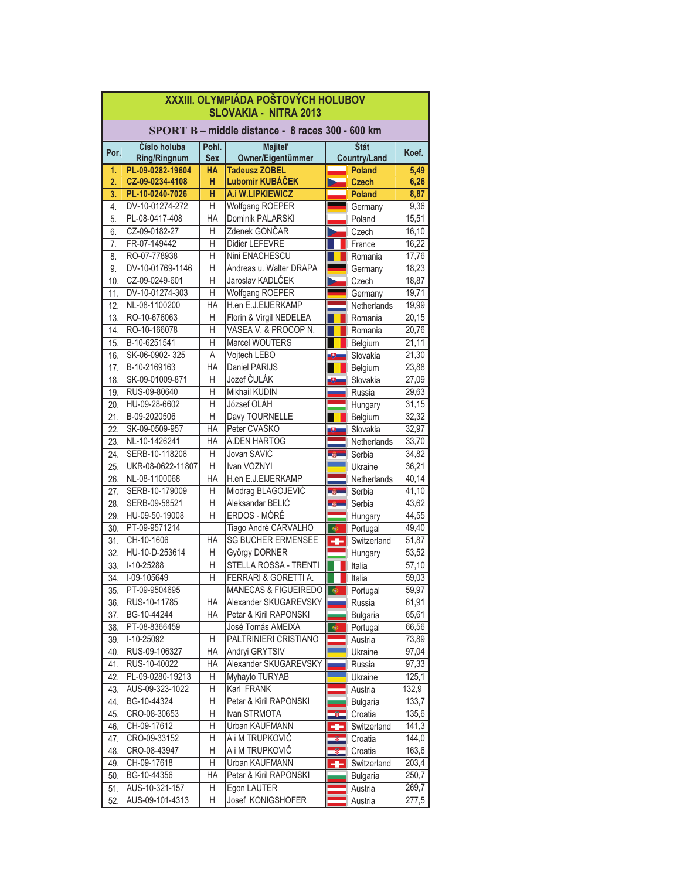## XXXIII. OLYMPIÁDA POŠTOVÝCH HOLUBOV
## SLOVAKIA - NITRA 2013

### SPORT B – middle distance - 8 races 300 - 600 km

| Por. | Číslo holuba Ring/Ringnum | Pohl. Sex | Majiteľ Owner/Eigentümmer | Štát Country/Land | Koef. |
|---|---|---|---|---|---|
| **1.** | **PL-09-0282-19604** | **HA** | **Tadeusz ZOBEL** | **Poland** | **5,49** |
| **2.** | **CZ-09-0234-4108** | **H** | **Lubomír KUBÁČEK** | **Czech** | **6,26** |
| **3.** | **PL-10-0240-7026** | **H** | **A.i W.LIPKIEWICZ** | **Poland** | **8,87** |
| 4. | DV-10-01274-272 | H | Wolfgang ROEPER | Germany | 9,36 |
| 5. | PL-08-0417-408 | HA | Dominik PALARSKI | Poland | 15,51 |
| 6. | CZ-09-0182-27 | H | Zdenek GONČAR | Czech | 16,10 |
| 7. | FR-07-149442 | H | Didier LEFEVRE | France | 16,22 |
| 8. | RO-07-778938 | H | Nini ENACHESCU | Romania | 17,76 |
| 9. | DV-10-01769-1146 | H | Andreas u. Walter DRAPA | Germany | 18,23 |
| 10. | CZ-09-0249-601 | H | Jaroslav KADLČEK | Czech | 18,87 |
| 11. | DV-10-01274-303 | H | Wolfgang ROEPER | Germany | 19,71 |
| 12. | NL-08-1100200 | HA | H.en E.J.EIJERKAMP | Netherlands | 19,99 |
| 13. | RO-10-676063 | H | Florin & Virgil NEDELEA | Romania | 20,15 |
| 14. | RO-10-166078 | H | VASEA V. & PROCOP N. | Romania | 20,76 |
| 15. | B-10-6251541 | H | Marcel WOUTERS | Belgium | 21,11 |
| 16. | SK-06-0902- 325 | A | Vojtech LEBO | Slovakia | 21,30 |
| 17. | B-10-2169163 | HA | Daniel PARIJS | Belgium | 23,88 |
| 18. | SK-09-01009-871 | H | Jozef ČULÁK | Slovakia | 27,09 |
| 19. | RUS-09-80640 | H | Mikhail KUDIN | Russia | 29,63 |
| 20. | HU-09-28-6602 | H | József OLÁH | Hungary | 31,15 |
| 21. | B-09-2020506 | H | Davy TOURNELLE | Belgium | 32,32 |
| 22. | SK-09-0509-957 | HA | Peter CVAŠKO | Slovakia | 32,97 |
| 23. | NL-10-1426241 | HA | A.DEN HARTOG | Netherlands | 33,70 |
| 24. | SERB-10-118206 | H | Jovan SAVIĆ | Serbia | 34,82 |
| 25. | UKR-08-0622-11807 | H | Ivan VOZNYI | Ukraine | 36,21 |
| 26. | NL-08-1100068 | HA | H.en E.J.EIJERKAMP | Netherlands | 40,14 |
| 27. | SERB-10-179009 | H | Miodrag BLAGOJEVIĆ | Serbia | 41,10 |
| 28. | SERB-09-58521 | H | Aleksandar BELIĆ | Serbia | 43,62 |
| 29. | HU-09-50-19008 | H | ERDOS - MÓRÉ | Hungary | 44,55 |
| 30. | PT-09-9571214 | | Tiago André CARVALHO | Portugal | 49,40 |
| 31. | CH-10-1606 | HA | SG BUCHER ERMENSEE | Switzerland | 51,87 |
| 32. | HU-10-D-253614 | H | György DORNER | Hungary | 53,52 |
| 33. | I-10-25288 | H | STELLA ROSSA - TRENTI | Italia | 57,10 |
| 34. | I-09-105649 | H | FERRARI & GORETTI A. | Italia | 59,03 |
| 35. | PT-09-9504695 | | MANECAS & FIGUEIREDO | Portugal | 59,97 |
| 36. | RUS-10-11785 | HA | Alexander SKUGAREVSKY | Russia | 61,91 |
| 37. | BG-10-44244 | HA | Petar & Kiril RAPONSKI | Bulgaria | 65,61 |
| 38. | PT-08-8366459 | | José Tomás AMEIXA | Portugal | 66,56 |
| 39. | I-10-25092 | H | PALTRINIERI CRISTIANO | Austria | 73,89 |
| 40. | RUS-09-106327 | HA | Andryi GRYTSIV | Ukraine | 97,04 |
| 41. | RUS-10-40022 | HA | Alexander SKUGAREVSKY | Russia | 97,33 |
| 42. | PL-09-0280-19213 | H | Myhaylo TURYAB | Ukraine | 125,1 |
| 43. | AUS-09-323-1022 | H | Karl FRANK | Austria | 132,9 |
| 44. | BG-10-44324 | H | Petar & Kiril RAPONSKI | Bulgaria | 133,7 |
| 45. | CRO-08-30653 | H | Ivan STRMOTA | Croatia | 135,6 |
| 46. | CH-09-17612 | H | Urban KAUFMANN | Switzerland | 141,3 |
| 47. | CRO-09-33152 | H | A i M TRUPKOVIČ | Croatia | 144,0 |
| 48. | CRO-08-43947 | H | A i M TRUPKOVIČ | Croatia | 163,6 |
| 49. | CH-09-17618 | H | Urban KAUFMANN | Switzerland | 203,4 |
| 50. | BG-10-44356 | HA | Petar & Kiril RAPONSKI | Bulgaria | 250,7 |
| 51. | AUS-10-321-157 | H | Egon LAUTER | Austria | 269,7 |
| 52. | AUS-09-101-4313 | H | Josef KONIGSHOFER | Austria | 277,5 |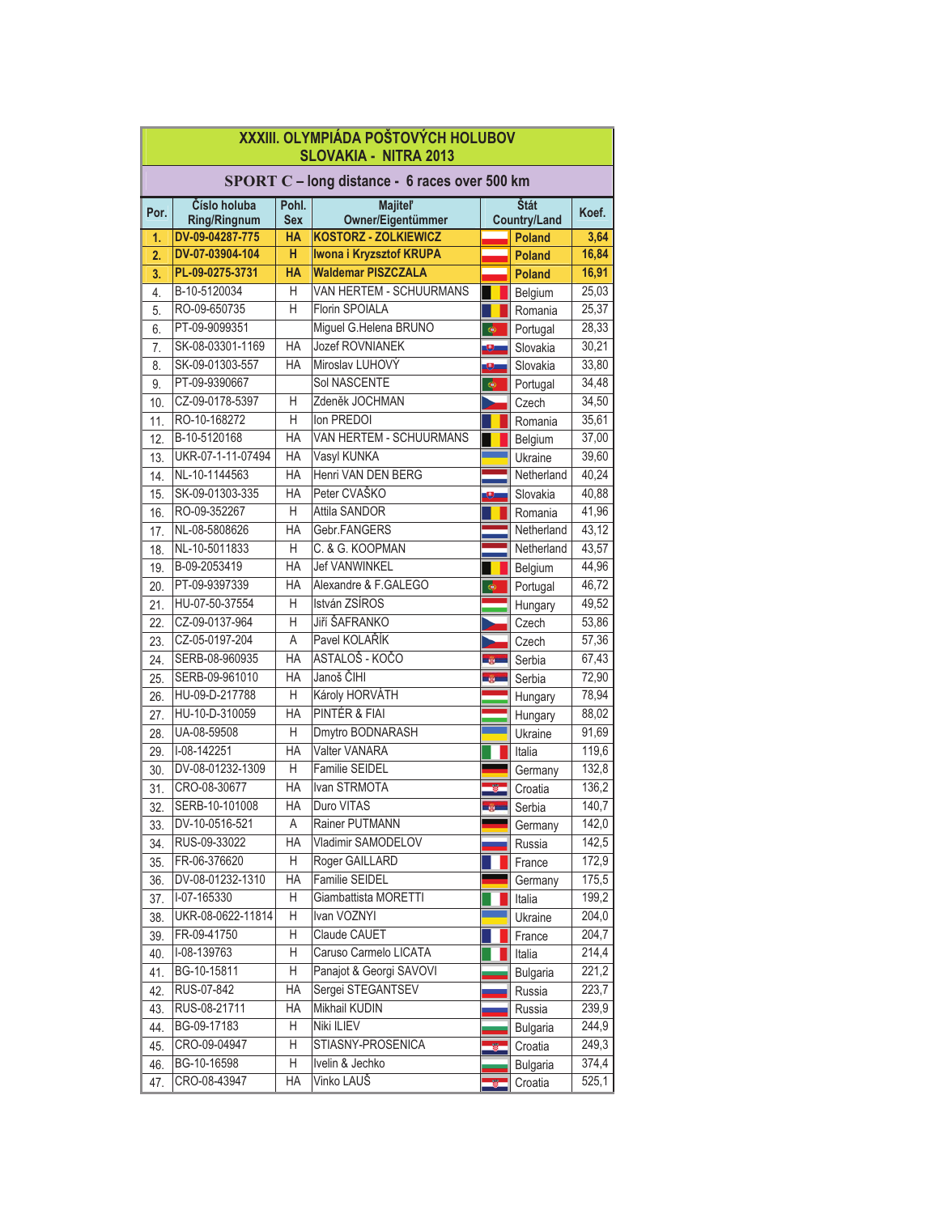# XXXIII. OLYMPIÁDA POŠTOVÝCH HOLUBOV
## SLOVAKIA - NITRA 2013

### SPORT C – long distance - 6 races over 500 km

| Por. | Číslo holuba Ring/Ringnum | Pohl. Sex | Majiteľ Owner/Eigentümmer | Štát Country/Land | Koef. |
|---|---|---|---|---|---|
| 1. | DV-09-04287-775 | HA | KOSTORZ - ZOLKIEWICZ | Poland | 3,64 |
| 2. | DV-07-03904-104 | H | Iwona i Kryzsztof KRUPA | Poland | 16,84 |
| 3. | PL-09-0275-3731 | HA | Waldemar PISZCZALA | Poland | 16,91 |
| 4. | B-10-5120034 | H | VAN HERTEM - SCHUURMANS | Belgium | 25,03 |
| 5. | RO-09-650735 | H | Florin SPOIALA | Romania | 25,37 |
| 6. | PT-09-9099351 | | Miguel G.Helena BRUNO | Portugal | 28,33 |
| 7. | SK-08-03301-1169 | HA | Jozef ROVNIANEK | Slovakia | 30,21 |
| 8. | SK-09-01303-557 | HA | Miroslav LUHOVÝ | Slovakia | 33,80 |
| 9. | PT-09-9390667 | | Sol NASCENTE | Portugal | 34,48 |
| 10. | CZ-09-0178-5397 | H | Zdeněk JOCHMAN | Czech | 34,50 |
| 11. | RO-10-168272 | H | Ion PREDOI | Romania | 35,61 |
| 12. | B-10-5120168 | HA | VAN HERTEM - SCHUURMANS | Belgium | 37,00 |
| 13. | UKR-07-1-11-07494 | HA | Vasyl KUNKA | Ukraine | 39,60 |
| 14. | NL-10-1144563 | HA | Henri VAN DEN BERG | Netherland | 40,24 |
| 15. | SK-09-01303-335 | HA | Peter CVAŠKO | Slovakia | 40,88 |
| 16. | RO-09-352267 | H | Attila SANDOR | Romania | 41,96 |
| 17. | NL-08-5808626 | HA | Gebr.FANGERS | Netherland | 43,12 |
| 18. | NL-10-5011833 | H | C. & G. KOOPMAN | Netherland | 43,57 |
| 19. | B-09-2053419 | HA | Jef VANWINKEL | Belgium | 44,96 |
| 20. | PT-09-9397339 | HA | Alexandre & F.GALEGO | Portugal | 46,72 |
| 21. | HU-07-50-37554 | H | István ZSÍROS | Hungary | 49,52 |
| 22. | CZ-09-0137-964 | H | Jiří ŠAFRANKO | Czech | 53,86 |
| 23. | CZ-05-0197-204 | A | Pavel KOLAŘÍK | Czech | 57,36 |
| 24. | SERB-08-960935 | HA | ASTALOŠ - KOČO | Serbia | 67,43 |
| 25. | SERB-09-961010 | HA | Janoš ČIHI | Serbia | 72,90 |
| 26. | HU-09-D-217788 | H | Károly HORVÁTH | Hungary | 78,94 |
| 27. | HU-10-D-310059 | HA | PINTÉR & FIAI | Hungary | 88,02 |
| 28. | UA-08-59508 | H | Dmytro BODNARASH | Ukraine | 91,69 |
| 29. | I-08-142251 | HA | Valter VANARA | Italia | 119,6 |
| 30. | DV-08-01232-1309 | H | Familie SEIDEL | Germany | 132,8 |
| 31. | CRO-08-30677 | HA | Ivan STRMOTA | Croatia | 136,2 |
| 32. | SERB-10-101008 | HA | Duro VITAS | Serbia | 140,7 |
| 33. | DV-10-0516-521 | A | Rainer PUTMANN | Germany | 142,0 |
| 34. | RUS-09-33022 | HA | Vladimir SAMODELOV | Russia | 142,5 |
| 35. | FR-06-376620 | H | Roger GAILLARD | France | 172,9 |
| 36. | DV-08-01232-1310 | HA | Familie SEIDEL | Germany | 175,5 |
| 37. | I-07-165330 | H | Giambattista MORETTI | Italia | 199,2 |
| 38. | UKR-08-0622-11814 | H | Ivan VOZNYI | Ukraine | 204,0 |
| 39. | FR-09-41750 | H | Claude CAUET | France | 204,7 |
| 40. | I-08-139763 | H | Caruso Carmelo LICATA | Italia | 214,4 |
| 41. | BG-10-15811 | H | Panajot & Georgi SAVOVI | Bulgaria | 221,2 |
| 42. | RUS-07-842 | HA | Sergei STEGANTSEV | Russia | 223,7 |
| 43. | RUS-08-21711 | HA | Mikhail KUDIN | Russia | 239,9 |
| 44. | BG-09-17183 | H | Niki ILIEV | Bulgaria | 244,9 |
| 45. | CRO-09-04947 | H | STIASNY-PROSENICA | Croatia | 249,3 |
| 46. | BG-10-16598 | H | Ivelin & Jechko | Bulgaria | 374,4 |
| 47. | CRO-08-43947 | HA | Vinko LAUŠ | Croatia | 525,1 |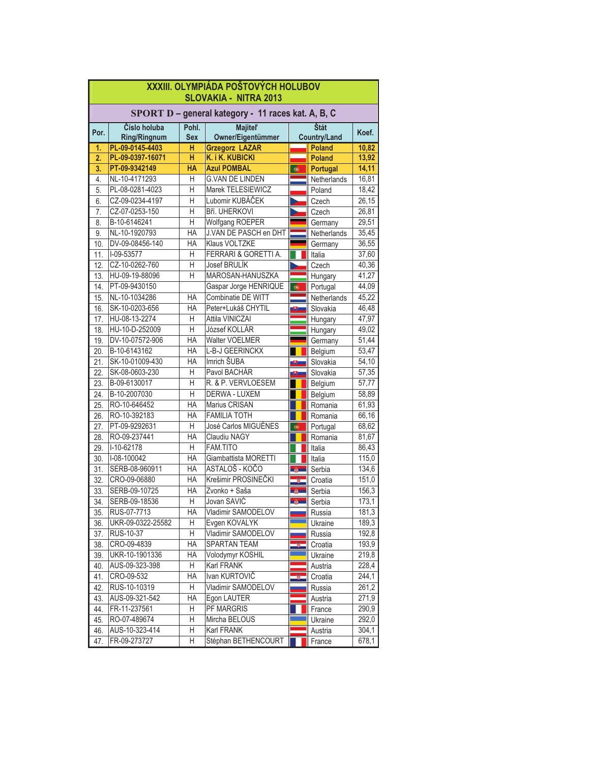## XXXIII. OLYMPIÁDA POŠTOVÝCH HOLUBOV
## SLOVAKIA - NITRA 2013

### SPORT D – general kategory - 11 races kat. A, B, C

| Por. | Číslo holuba Ring/Ringnum | Pohl. Sex | Majiteľ Owner/Eigentümmer | Štát Country/Land | Koef. |
|---|---|---|---|---|---|
| **1.** | **PL-09-0145-4403** | **H** | **Grzegorz LAZAR** | **Poland** | **10,82** |
| **2.** | **PL-09-0397-16071** | **H** | **K. i K. KUBICKI** | **Poland** | **13,92** |
| **3.** | **PT-09-9342149** | **HA** | **Azul POMBAL** | **Portugal** | **14,11** |
| 4. | NL-10-4171293 | H | G.VAN DE LINDEN | Netherlands | 16,81 |
| 5. | PL-08-0281-4023 | H | Marek TELESIEWICZ | Poland | 18,42 |
| 6. | CZ-09-0234-4197 | H | Lubomír KUBÁČEK | Czech | 26,15 |
| 7. | CZ-07-0253-150 | H | Bří. UHERKOVI | Czech | 26,81 |
| 8. | B-10-6146241 | H | Wolfgang ROEPER | Germany | 29,51 |
| 9. | NL-10-1920793 | HA | J.VAN DE PASCH en DHT | Netherlands | 35,45 |
| 10. | DV-09-08456-140 | HA | Klaus VOLTZKE | Germany | 36,55 |
| 11. | I-09-53577 | H | FERRARI & GORETTI A. | Italia | 37,60 |
| 12. | CZ-10-0262-760 | H | Josef BRULÍK | Czech | 40,36 |
| 13. | HU-09-19-88096 | H | MAROSAN-HANUSZKA | Hungary | 41,27 |
| 14. | PT-09-9430150 | | Gaspar Jorge HENRIQUE | Portugal | 44,09 |
| 15. | NL-10-1034286 | HA | Combinatie DE WITT | Netherlands | 45,22 |
| 16. | SK-10-0203-656 | HA | Peter+Lukáš CHYTIL | Slovakia | 46,48 |
| 17. | HU-08-13-2274 | H | Attila VINICZAI | Hungary | 47,97 |
| 18. | HU-10-D-252009 | H | József KOLLÁR | Hungary | 49,02 |
| 19. | DV-10-07572-906 | HA | Walter VOELMER | Germany | 51,44 |
| 20. | B-10-6143162 | HA | L-B-J GEERINCKX | Belgium | 53,47 |
| 21. | SK-10-01009-430 | HA | Imrich ŠUBA | Slovakia | 54,10 |
| 22. | SK-08-0603-230 | H | Pavol BACHÁR | Slovakia | 57,35 |
| 23. | B-09-6130017 | H | R. & P. VERVLOESEM | Belgium | 57,77 |
| 24. | B-10-2007030 | H | DERWA - LUXEM | Belgium | 58,89 |
| 25. | RO-10-646452 | HA | Marius CRISAN | Romania | 61,93 |
| 26. | RO-10-392183 | HA | FAMILIA TOTH | Romania | 66,16 |
| 27. | PT-09-9292631 | H | José Carlos MIGUÈNES | Portugal | 68,62 |
| 28. | RO-09-237441 | HA | Claudiu NAGY | Romania | 81,67 |
| 29. | I-10-62178 | H | FAM.TITO | Italia | 86,43 |
| 30. | I-08-100042 | HA | Giambattista MORETTI | Italia | 115,0 |
| 31. | SERB-08-960911 | HA | ASTALOŠ - KOČO | Serbia | 134,6 |
| 32. | CRO-09-06880 | HA | Krešimir PROSINEČKI | Croatia | 151,0 |
| 33. | SERB-09-10725 | HA | Zvonko + Saša | Serbia | 156,3 |
| 34. | SERB-09-18536 | H | Jovan SAVIĆ | Serbia | 173,1 |
| 35. | RUS-07-7713 | HA | Vladimir SAMODELOV | Russia | 181,3 |
| 36. | UKR-09-0322-25582 | H | Evgen KOVALYK | Ukraine | 189,3 |
| 37. | RUS-10-37 | H | Vladimir SAMODELOV | Russia | 192,8 |
| 38. | CRO-09-4839 | HA | SPARTAN TEAM | Croatia | 193,9 |
| 39. | UKR-10-1901336 | HA | Volodymyr KOSHIL | Ukraine | 219,8 |
| 40. | AUS-09-323-398 | H | Karl FRANK | Austria | 228,4 |
| 41. | CRO-09-532 | HA | Ivan KURTOVIČ | Croatia | 244,1 |
| 42. | RUS-10-10319 | H | Vladimir SAMODELOV | Russia | 261,2 |
| 43. | AUS-09-321-542 | HA | Egon LAUTER | Austria | 271,9 |
| 44. | FR-11-237561 | H | PF MARGRIS | France | 290,9 |
| 45. | RO-07-489674 | H | Mircha BELOUS | Ukraine | 292,0 |
| 46. | AUS-10-323-414 | H | Karl FRANK | Austria | 304,1 |
| 47. | FR-09-273727 | H | Stéphan BETHENCOURT | France | 678,1 |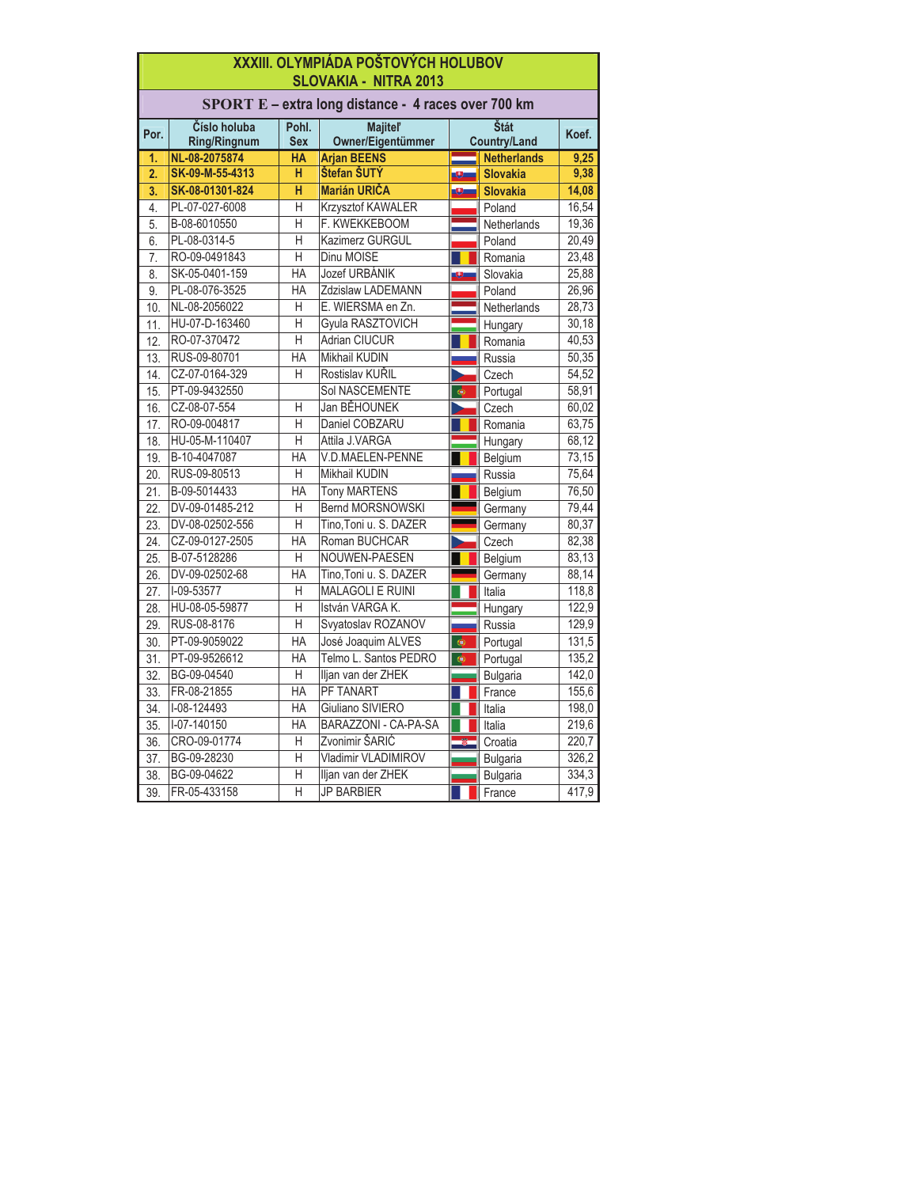# XXXIII. OLYMPIÁDA POŠTOVÝCH HOLUBOV
# SLOVAKIA - NITRA 2013

## SPORT E – extra long distance - 4 races over 700 km

| Por. | Číslo holuba Ring/Ringnum | Pohl. Sex | Majiteľ Owner/Eigentümmer | Štát Country/Land | Koef. |
|---|---|---|---|---|---|
| **1.** | **NL-08-2075874** | **HA** | **Arjan BEENS** | **Netherlands** | **9,25** |
| **2.** | **SK-09-M-55-4313** | **H** | **Štefan ŠUTÝ** | **Slovakia** | **9,38** |
| **3.** | **SK-08-01301-824** | **H** | **Marián URIČA** | **Slovakia** | **14,08** |
| 4. | PL-07-027-6008 | H | Krzysztof KAWALER | Poland | 16,54 |
| 5. | B-08-6010550 | H | F. KWEKKEBOOM | Netherlands | 19,36 |
| 6. | PL-08-0314-5 | H | Kazimerz GURGUL | Poland | 20,49 |
| 7. | RO-09-0491843 | H | Dinu MOISE | Romania | 23,48 |
| 8. | SK-05-0401-159 | HA | Jozef URBÁNIK | Slovakia | 25,88 |
| 9. | PL-08-076-3525 | HA | Zdzislaw LADEMANN | Poland | 26,96 |
| 10. | NL-08-2056022 | H | E. WIERSMA en Zn. | Netherlands | 28,73 |
| 11. | HU-07-D-163460 | H | Gyula RASZTOVICH | Hungary | 30,18 |
| 12. | RO-07-370472 | H | Adrian CIUCUR | Romania | 40,53 |
| 13. | RUS-09-80701 | HA | Mikhail KUDIN | Russia | 50,35 |
| 14. | CZ-07-0164-329 | H | Rostislav KUŘIL | Czech | 54,52 |
| 15. | PT-09-9432550 | | Sol NASCEMENTE | Portugal | 58,91 |
| 16. | CZ-08-07-554 | H | Jan BĚHOUNEK | Czech | 60,02 |
| 17. | RO-09-004817 | H | Daniel COBZARU | Romania | 63,75 |
| 18. | HU-05-M-110407 | H | Attila J.VARGA | Hungary | 68,12 |
| 19. | B-10-4047087 | HA | V.D.MAELEN-PENNE | Belgium | 73,15 |
| 20. | RUS-09-80513 | H | Mikhail KUDIN | Russia | 75,64 |
| 21. | B-09-5014433 | HA | Tony MARTENS | Belgium | 76,50 |
| 22. | DV-09-01485-212 | H | Bernd MORSNOWSKI | Germany | 79,44 |
| 23. | DV-08-02502-556 | H | Tino,Toni u. S. DAZER | Germany | 80,37 |
| 24. | CZ-09-0127-2505 | HA | Roman BUCHCAR | Czech | 82,38 |
| 25. | B-07-5128286 | H | NOUWEN-PAESEN | Belgium | 83,13 |
| 26. | DV-09-02502-68 | HA | Tino,Toni u. S. DAZER | Germany | 88,14 |
| 27. | I-09-53577 | H | MALAGOLI E RUINI | Italia | 118,8 |
| 28. | HU-08-05-59877 | H | István VARGA K. | Hungary | 122,9 |
| 29. | RUS-08-8176 | H | Svyatoslav ROZANOV | Russia | 129,9 |
| 30. | PT-09-9059022 | HA | José Joaquim ALVES | Portugal | 131,5 |
| 31. | PT-09-9526612 | HA | Telmo L. Santos PEDRO | Portugal | 135,2 |
| 32. | BG-09-04540 | H | Iljan van der ZHEK | Bulgaria | 142,0 |
| 33. | FR-08-21855 | HA | PF TANART | France | 155,6 |
| 34. | I-08-124493 | HA | Giuliano SIVIERO | Italia | 198,0 |
| 35. | I-07-140150 | HA | BARAZZONI - CA-PA-SA | Italia | 219,6 |
| 36. | CRO-09-01774 | H | Zvonimir ŠARIĆ | Croatia | 220,7 |
| 37. | BG-09-28230 | H | Vladimir VLADIMIROV | Bulgaria | 326,2 |
| 38. | BG-09-04622 | H | Iljan van der ZHEK | Bulgaria | 334,3 |
| 39. | FR-05-433158 | H | JP BARBIER | France | 417,9 |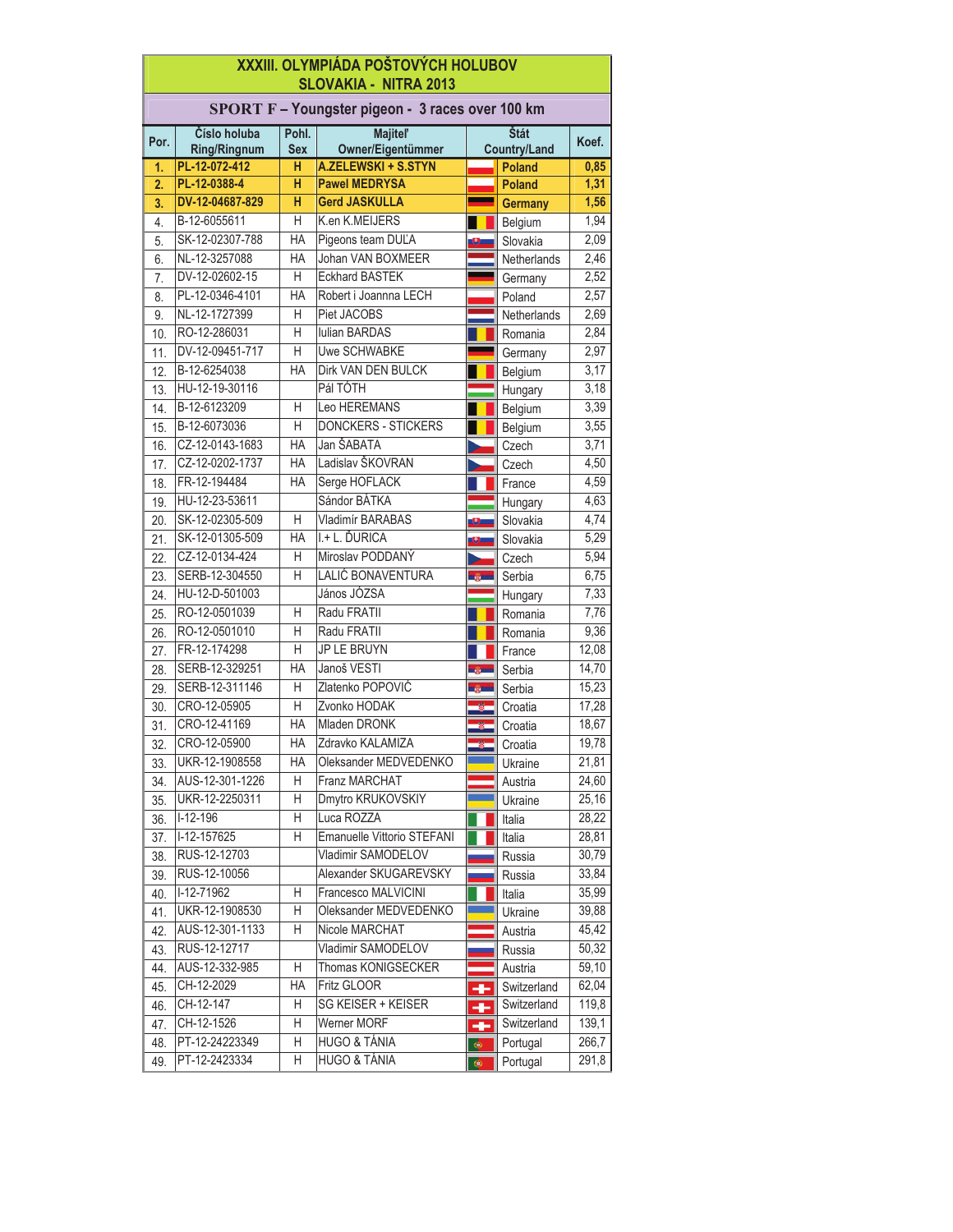# XXXIII. OLYMPIÁDA POŠTOVÝCH HOLUBOV
## SLOVAKIA - NITRA 2013

### SPORT F – Youngster pigeon - 3 races over 100 km

| Por. | Číslo holuba Ring/Ringnum | Pohl. Sex | Majiteľ Owner/Eigentümmer | Štát Country/Land | Koef. |
|---|---|---|---|---|---|
| **1.** | **PL-12-072-412** | **H** | **A.ZELEWSKI + S.STYN** | **Poland** | **0,85** |
| **2.** | **PL-12-0388-4** | **H** | **Pawel MEDRYSA** | **Poland** | **1,31** |
| **3.** | **DV-12-04687-829** | **H** | **Gerd JASKULLA** | **Germany** | **1,56** |
| 4. | B-12-6055611 | H | K.en K.MEIJERS | Belgium | 1,94 |
| 5. | SK-12-02307-788 | HA | Pigeons team DUĽA | Slovakia | 2,09 |
| 6. | NL-12-3257088 | HA | Johan VAN BOXMEER | Netherlands | 2,46 |
| 7. | DV-12-02602-15 | H | Eckhard BASTEK | Germany | 2,52 |
| 8. | PL-12-0346-4101 | HA | Robert i Joannna LECH | Poland | 2,57 |
| 9. | NL-12-1727399 | H | Piet JACOBS | Netherlands | 2,69 |
| 10. | RO-12-286031 | H | Iulian BARDAS | Romania | 2,84 |
| 11. | DV-12-09451-717 | H | Uwe SCHWABKE | Germany | 2,97 |
| 12. | B-12-6254038 | HA | Dirk VAN DEN BULCK | Belgium | 3,17 |
| 13. | HU-12-19-30116 | | Pál TÓTH | Hungary | 3,18 |
| 14. | B-12-6123209 | H | Leo HEREMANS | Belgium | 3,39 |
| 15. | B-12-6073036 | H | DONCKERS - STICKERS | Belgium | 3,55 |
| 16. | CZ-12-0143-1683 | HA | Jan ŠABATA | Czech | 3,71 |
| 17. | CZ-12-0202-1737 | HA | Ladislav ŠKOVRAN | Czech | 4,50 |
| 18. | FR-12-194484 | HA | Serge HOFLACK | France | 4,59 |
| 19. | HU-12-23-53611 | | Sándor BÁTKA | Hungary | 4,63 |
| 20. | SK-12-02305-509 | H | Vladimír BARABAS | Slovakia | 4,74 |
| 21. | SK-12-01305-509 | HA | I.+ L. ĎURICA | Slovakia | 5,29 |
| 22. | CZ-12-0134-424 | H | Miroslav PODDANÝ | Czech | 5,94 |
| 23. | SERB-12-304550 | H | LALIĆ BONAVENTURA | Serbia | 6,75 |
| 24. | HU-12-D-501003 | | János JÓZSA | Hungary | 7,33 |
| 25. | RO-12-0501039 | H | Radu FRATII | Romania | 7,76 |
| 26. | RO-12-0501010 | H | Radu FRATII | Romania | 9,36 |
| 27. | FR-12-174298 | H | JP LE BRUYN | France | 12,08 |
| 28. | SERB-12-329251 | HA | Janoš VESTI | Serbia | 14,70 |
| 29. | SERB-12-311146 | H | Zlatenko POPOVIĆ | Serbia | 15,23 |
| 30. | CRO-12-05905 | H | Zvonko HODAK | Croatia | 17,28 |
| 31. | CRO-12-41169 | HA | Mladen DRONK | Croatia | 18,67 |
| 32. | CRO-12-05900 | HA | Zdravko KALAMIZA | Croatia | 19,78 |
| 33. | UKR-12-1908558 | HA | Oleksander MEDVEDENKO | Ukraine | 21,81 |
| 34. | AUS-12-301-1226 | H | Franz MARCHAT | Austria | 24,60 |
| 35. | UKR-12-2250311 | H | Dmytro KRUKOVSKIY | Ukraine | 25,16 |
| 36. | I-12-196 | H | Luca ROZZA | Italia | 28,22 |
| 37. | I-12-157625 | H | Emanuelle Vittorio STEFANI | Italia | 28,81 |
| 38. | RUS-12-12703 | | Vladimir SAMODELOV | Russia | 30,79 |
| 39. | RUS-12-10056 | | Alexander SKUGAREVSKY | Russia | 33,84 |
| 40. | I-12-71962 | H | Francesco MALVICINI | Italia | 35,99 |
| 41. | UKR-12-1908530 | H | Oleksander MEDVEDENKO | Ukraine | 39,88 |
| 42. | AUS-12-301-1133 | H | Nicole MARCHAT | Austria | 45,42 |
| 43. | RUS-12-12717 | | Vladimir SAMODELOV | Russia | 50,32 |
| 44. | AUS-12-332-985 | H | Thomas KONIGSECKER | Austria | 59,10 |
| 45. | CH-12-2029 | HA | Fritz GLOOR | Switzerland | 62,04 |
| 46. | CH-12-147 | H | SG KEISER + KEISER | Switzerland | 119,8 |
| 47. | CH-12-1526 | H | Werner MORF | Switzerland | 139,1 |
| 48. | PT-12-24223349 | H | HUGO & TÁNIA | Portugal | 266,7 |
| 49. | PT-12-2423334 | H | HUGO & TÁNIA | Portugal | 291,8 |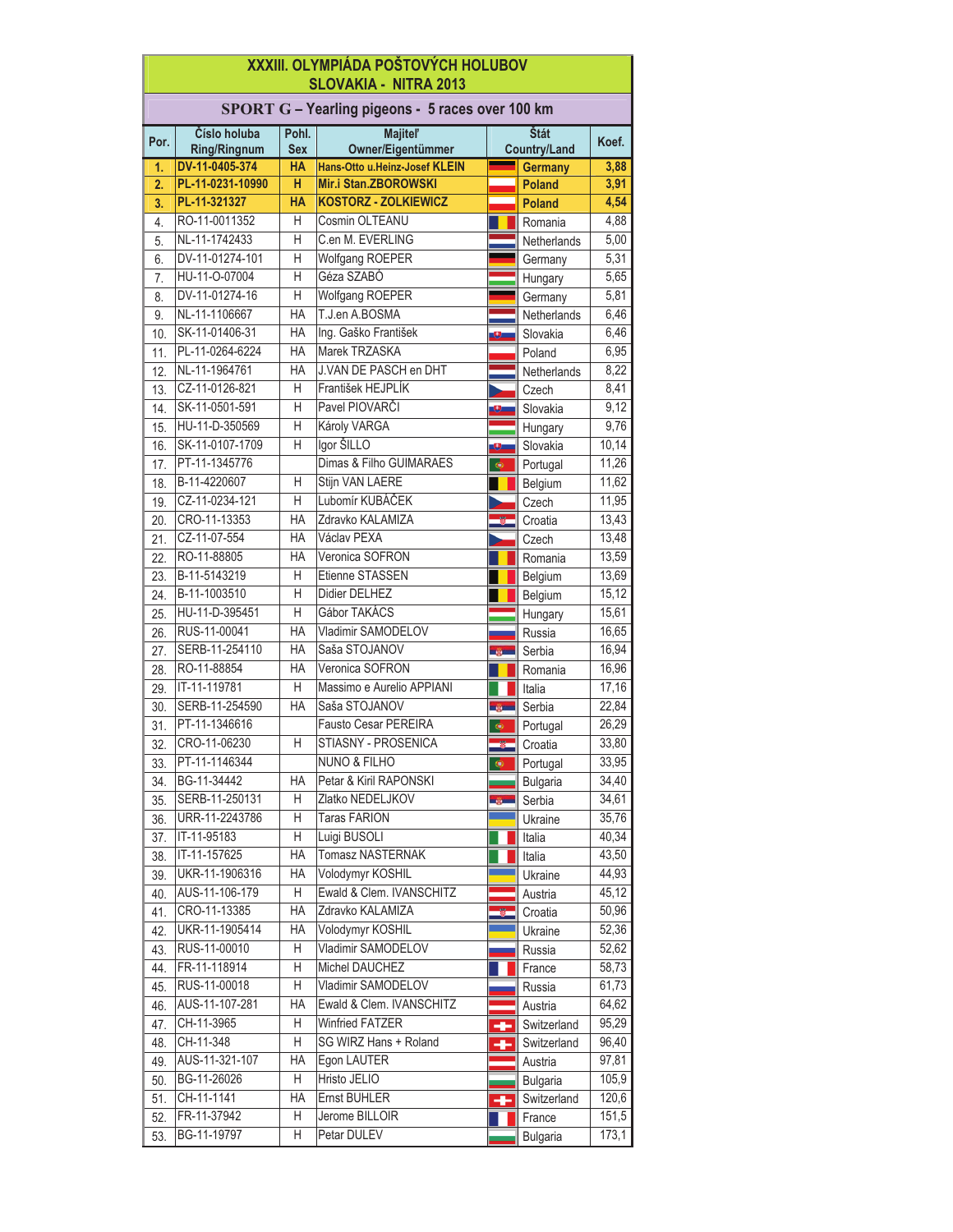# XXXIII. OLYMPIÁDA POŠTOVÝCH HOLUBOV
## SLOVAKIA - NITRA 2013

### SPORT G – Yearling pigeons - 5 races over 100 km

| Por. | Číslo holuba Ring/Ringnum | Pohl. Sex | Majiteľ Owner/Eigentümmer | Štát Country/Land | Koef. |
|---|---|---|---|---|---|
| **1.** | **DV-11-0405-374** | **HA** | **Hans-Otto u.Heinz-Josef KLEIN** | **Germany** | **3,88** |
| **2.** | **PL-11-0231-10990** | **H** | **Mir.i Stan.ZBOROWSKI** | **Poland** | **3,91** |
| **3.** | **PL-11-321327** | **HA** | **KOSTORZ - ZOLKIEWICZ** | **Poland** | **4,54** |
| 4. | RO-11-0011352 | H | Cosmin OLTEANU | Romania | 4,88 |
| 5. | NL-11-1742433 | H | C.en M. EVERLING | Netherlands | 5,00 |
| 6. | DV-11-01274-101 | H | Wolfgang ROEPER | Germany | 5,31 |
| 7. | HU-11-O-07004 | H | Géza SZABÒ | Hungary | 5,65 |
| 8. | DV-11-01274-16 | H | Wolfgang ROEPER | Germany | 5,81 |
| 9. | NL-11-1106667 | HA | T.J.en A.BOSMA | Netherlands | 6,46 |
| 10. | SK-11-01406-31 | HA | Ing. Gaško František | Slovakia | 6,46 |
| 11. | PL-11-0264-6224 | HA | Marek TRZASKA | Poland | 6,95 |
| 12. | NL-11-1964761 | HA | J.VAN DE PASCH en DHT | Netherlands | 8,22 |
| 13. | CZ-11-0126-821 | H | František HEJPLÍK | Czech | 8,41 |
| 14. | SK-11-0501-591 | H | Pavel PIOVARČI | Slovakia | 9,12 |
| 15. | HU-11-D-350569 | H | Károly VARGA | Hungary | 9,76 |
| 16. | SK-11-0107-1709 | H | Igor ŠILLO | Slovakia | 10,14 |
| 17. | PT-11-1345776 | | Dimas & Filho GUIMARAES | Portugal | 11,26 |
| 18. | B-11-4220607 | H | Stijn VAN LAERE | Belgium | 11,62 |
| 19. | CZ-11-0234-121 | H | Lubomír KUBÁČEK | Czech | 11,95 |
| 20. | CRO-11-13353 | HA | Zdravko KALAMIZA | Croatia | 13,43 |
| 21. | CZ-11-07-554 | HA | Václav PEXA | Czech | 13,48 |
| 22. | RO-11-88805 | HA | Veronica SOFRON | Romania | 13,59 |
| 23. | B-11-5143219 | H | Etienne STASSEN | Belgium | 13,69 |
| 24. | B-11-1003510 | H | Didier DELHEZ | Belgium | 15,12 |
| 25. | HU-11-D-395451 | H | Gábor TAKÁCS | Hungary | 15,61 |
| 26. | RUS-11-00041 | HA | Vladimir SAMODELOV | Russia | 16,65 |
| 27. | SERB-11-254110 | HA | Saša STOJANOV | Serbia | 16,94 |
| 28. | RO-11-88854 | HA | Veronica SOFRON | Romania | 16,96 |
| 29. | IT-11-119781 | H | Massimo e Aurelio APPIANI | Italia | 17,16 |
| 30. | SERB-11-254590 | HA | Saša STOJANOV | Serbia | 22,84 |
| 31. | PT-11-1346616 | | Fausto Cesar PEREIRA | Portugal | 26,29 |
| 32. | CRO-11-06230 | H | STIASNY - PROSENICA | Croatia | 33,80 |
| 33. | PT-11-1146344 | | NUNO & FILHO | Portugal | 33,95 |
| 34. | BG-11-34442 | HA | Petar & Kiril RAPONSKI | Bulgaria | 34,40 |
| 35. | SERB-11-250131 | H | Zlatko NEDELJKOV | Serbia | 34,61 |
| 36. | URR-11-2243786 | H | Taras FARION | Ukraine | 35,76 |
| 37. | IT-11-95183 | H | Luigi BUSOLI | Italia | 40,34 |
| 38. | IT-11-157625 | HA | Tomasz NASTERNAK | Italia | 43,50 |
| 39. | UKR-11-1906316 | HA | Volodymyr KOSHIL | Ukraine | 44,93 |
| 40. | AUS-11-106-179 | H | Ewald & Clem. IVANSCHITZ | Austria | 45,12 |
| 41. | CRO-11-13385 | HA | Zdravko KALAMIZA | Croatia | 50,96 |
| 42. | UKR-11-1905414 | HA | Volodymyr KOSHIL | Ukraine | 52,36 |
| 43. | RUS-11-00010 | H | Vladimir SAMODELOV | Russia | 52,62 |
| 44. | FR-11-118914 | H | Michel DAUCHEZ | France | 58,73 |
| 45. | RUS-11-00018 | H | Vladimir SAMODELOV | Russia | 61,73 |
| 46. | AUS-11-107-281 | HA | Ewald & Clem. IVANSCHITZ | Austria | 64,62 |
| 47. | CH-11-3965 | H | Winfried FATZER | Switzerland | 95,29 |
| 48. | CH-11-348 | H | SG WIRZ Hans + Roland | Switzerland | 96,40 |
| 49. | AUS-11-321-107 | HA | Egon LAUTER | Austria | 97,81 |
| 50. | BG-11-26026 | H | Hristo JELIO | Bulgaria | 105,9 |
| 51. | CH-11-1141 | HA | Ernst BUHLER | Switzerland | 120,6 |
| 52. | FR-11-37942 | H | Jerome BILLOIR | France | 151,5 |
| 53. | BG-11-19797 | H | Petar DULEV | Bulgaria | 173,1 |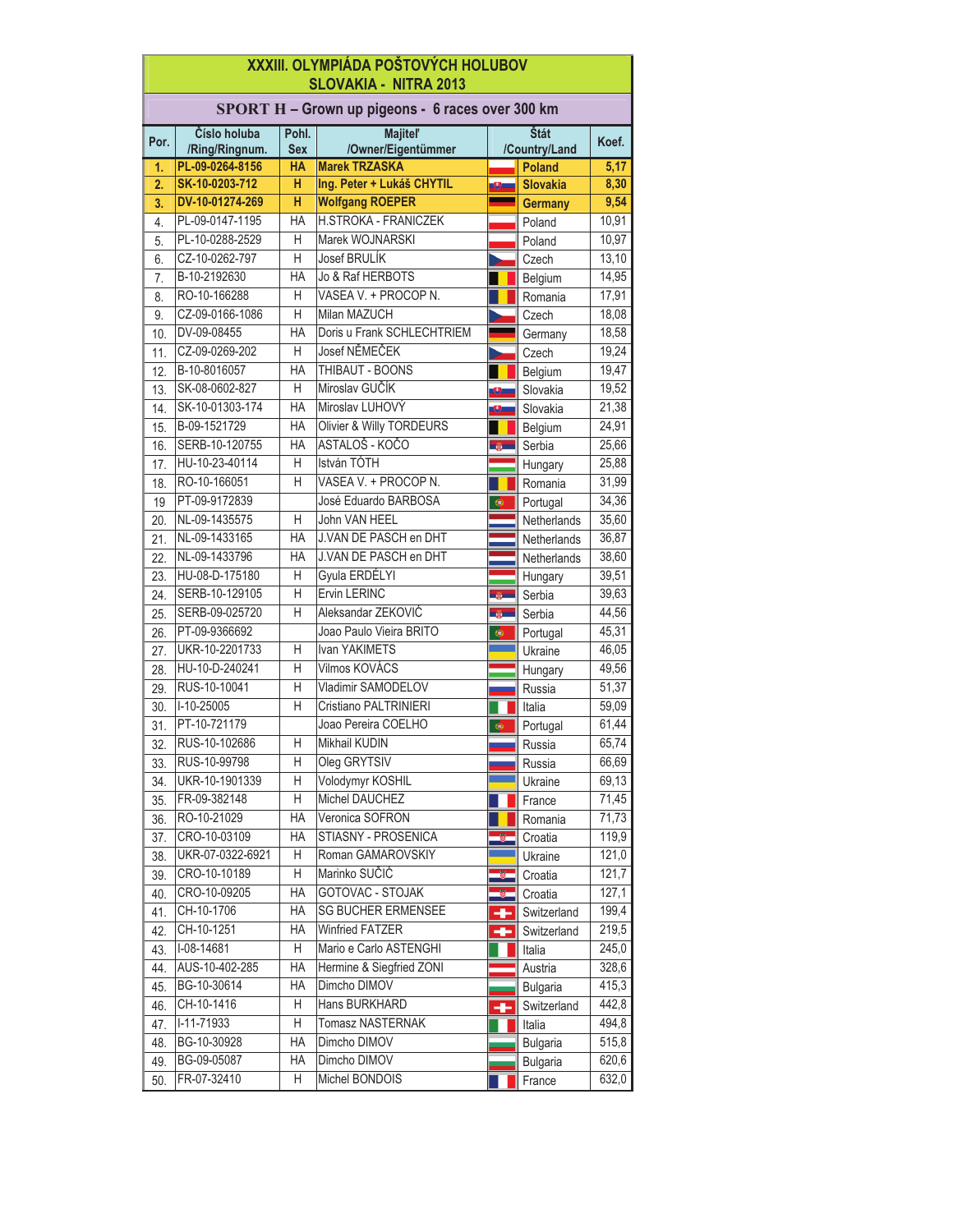# XXXIII. OLYMPIÁDA POŠTOVÝCH HOLUBOV
## SLOVAKIA - NITRA 2013

### SPORT H – Grown up pigeons - 6 races over 300 km

| Por. | Číslo holuba /Ring/Ringnum. | Pohl. Sex | Majiteľ /Owner/Eigentümmer | Štát /Country/Land | Koef. |
|---|---|---|---|---|---|
| **1.** | **PL-09-0264-8156** | **HA** | **Marek TRZASKA** | **Poland** | **5,17** |
| **2.** | **SK-10-0203-712** | **H** | **Ing. Peter + Lukáš CHYTIL** | **Slovakia** | **8,30** |
| **3.** | **DV-10-01274-269** | **H** | **Wolfgang ROEPER** | **Germany** | **9,54** |
| 4. | PL-09-0147-1195 | HA | H.STROKA - FRANICZEK | Poland | 10,91 |
| 5. | PL-10-0288-2529 | H | Marek WOJNARSKI | Poland | 10,97 |
| 6. | CZ-10-0262-797 | H | Josef BRULÍK | Czech | 13,10 |
| 7. | B-10-2192630 | HA | Jo & Raf HERBOTS | Belgium | 14,95 |
| 8. | RO-10-166288 | H | VASEA V. + PROCOP N. | Romania | 17,91 |
| 9. | CZ-09-0166-1086 | H | Milan MAZUCH | Czech | 18,08 |
| 10. | DV-09-08455 | HA | Doris u Frank SCHLECHTRIEM | Germany | 18,58 |
| 11. | CZ-09-0269-202 | H | Josef NĚMEČEK | Czech | 19,24 |
| 12. | B-10-8016057 | HA | THIBAUT - BOONS | Belgium | 19,47 |
| 13. | SK-08-0602-827 | H | Miroslav GUČÍK | Slovakia | 19,52 |
| 14. | SK-10-01303-174 | HA | Miroslav LUHOVÝ | Slovakia | 21,38 |
| 15. | B-09-1521729 | HA | Olivier & Willy TORDEURS | Belgium | 24,91 |
| 16. | SERB-10-120755 | HA | ASTALOŠ - KOČO | Serbia | 25,66 |
| 17. | HU-10-23-40114 | H | István TÓTH | Hungary | 25,88 |
| 18. | RO-10-166051 | H | VASEA V. + PROCOP N. | Romania | 31,99 |
| 19 | PT-09-9172839 | | José Eduardo BARBOSA | Portugal | 34,36 |
| 20. | NL-09-1435575 | H | John VAN HEEL | Netherlands | 35,60 |
| 21. | NL-09-1433165 | HA | J.VAN DE PASCH en DHT | Netherlands | 36,87 |
| 22. | NL-09-1433796 | HA | J.VAN DE PASCH en DHT | Netherlands | 38,60 |
| 23. | HU-08-D-175180 | H | Gyula ERDÉLYI | Hungary | 39,51 |
| 24. | SERB-10-129105 | H | Ervin LERINC | Serbia | 39,63 |
| 25. | SERB-09-025720 | H | Aleksandar ZEKOVIĆ | Serbia | 44,56 |
| 26. | PT-09-9366692 | | Joao Paulo Vieira BRITO | Portugal | 45,31 |
| 27. | UKR-10-2201733 | H | Ivan YAKIMETS | Ukraine | 46,05 |
| 28. | HU-10-D-240241 | H | Vilmos KOVÁCS | Hungary | 49,56 |
| 29. | RUS-10-10041 | H | Vladimir SAMODELOV | Russia | 51,37 |
| 30. | I-10-25005 | H | Cristiano PALTRINIERI | Italia | 59,09 |
| 31. | PT-10-721179 | | Joao Pereira COELHO | Portugal | 61,44 |
| 32. | RUS-10-102686 | H | Mikhail KUDIN | Russia | 65,74 |
| 33. | RUS-10-99798 | H | Oleg GRYTSIV | Russia | 66,69 |
| 34. | UKR-10-1901339 | H | Volodymyr KOSHIL | Ukraine | 69,13 |
| 35. | FR-09-382148 | H | Michel DAUCHEZ | France | 71,45 |
| 36. | RO-10-21029 | HA | Veronica SOFRON | Romania | 71,73 |
| 37. | CRO-10-03109 | HA | STIASNY - PROSENICA | Croatia | 119,9 |
| 38. | UKR-07-0322-6921 | H | Roman GAMAROVSKIY | Ukraine | 121,0 |
| 39. | CRO-10-10189 | H | Marinko SUČIĆ | Croatia | 121,7 |
| 40. | CRO-10-09205 | HA | GOTOVAC - STOJAK | Croatia | 127,1 |
| 41. | CH-10-1706 | HA | SG BUCHER ERMENSEE | Switzerland | 199,4 |
| 42. | CH-10-1251 | HA | Winfried FATZER | Switzerland | 219,5 |
| 43. | I-08-14681 | H | Mario e Carlo ASTENGHI | Italia | 245,0 |
| 44. | AUS-10-402-285 | HA | Hermine & Siegfried ZONI | Austria | 328,6 |
| 45. | BG-10-30614 | HA | Dimcho DIMOV | Bulgaria | 415,3 |
| 46. | CH-10-1416 | H | Hans BURKHARD | Switzerland | 442,8 |
| 47. | I-11-71933 | H | Tomasz NASTERNAK | Italia | 494,8 |
| 48. | BG-10-30928 | HA | Dimcho DIMOV | Bulgaria | 515,8 |
| 49. | BG-09-05087 | HA | Dimcho DIMOV | Bulgaria | 620,6 |
| 50. | FR-07-32410 | H | Michel BONDOIS | France | 632,0 |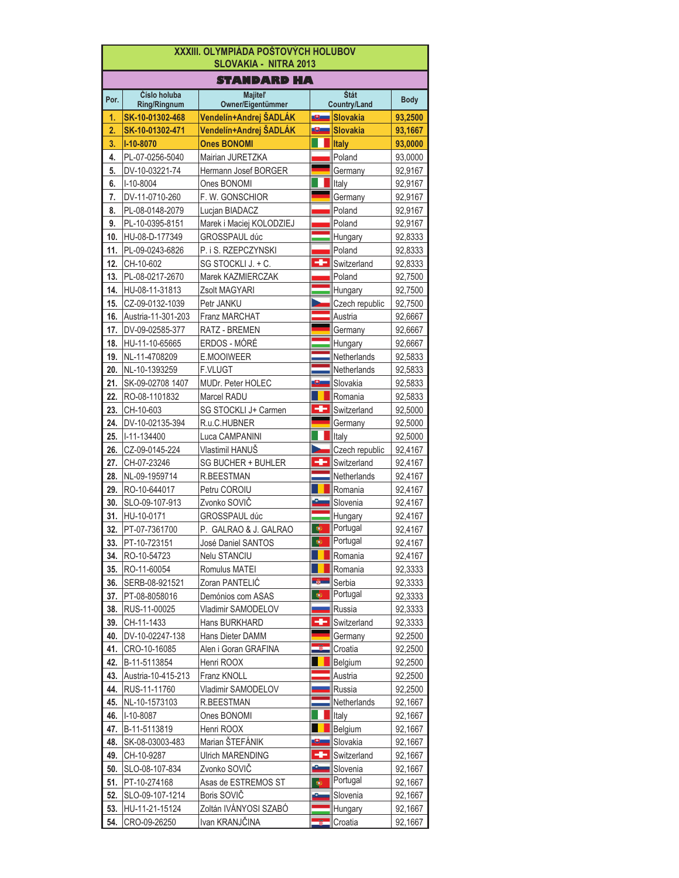# XXXIII. OLYMPIÁDA POŠTOVÝCH HOLUBOV
## SLOVAKIA - NITRA 2013

## STANDARD HA

| Por. | Číslo holuba Ring/Ringnum | Majiteľ Owner/Eigentümmer | Štát Country/Land | Body |
|---|---|---|---|---|
| **1.** | **SK-10-01302-468** | **Vendelín+Andrej ŠADLÁK** | **Slovakia** | **93,2500** |
| **2.** | **SK-10-01302-471** | **Vendelín+Andrej ŠADLÁK** | **Slovakia** | **93,1667** |
| **3.** | **I-10-8070** | **Ones BONOMI** | **Italy** | **93,0000** |
| **4.** | PL-07-0256-5040 | Mairian JURETZKA | Poland | 93,0000 |
| **5.** | DV-10-03221-74 | Hermann Josef BORGER | Germany | 92,9167 |
| **6.** | I-10-8004 | Ones BONOMI | Italy | 92,9167 |
| **7.** | DV-11-0710-260 | F. W. GONSCHIOR | Germany | 92,9167 |
| **8.** | PL-08-0148-2079 | Lucjan BIADACZ | Poland | 92,9167 |
| **9.** | PL-10-0395-8151 | Marek i Maciej KOLODZIEJ | Poland | 92,9167 |
| **10.** | HU-08-D-177349 | GROSSPAUL dúc | Hungary | 92,8333 |
| **11.** | PL-09-0243-6826 | P. i S. RZEPCZYNSKI | Poland | 92,8333 |
| **12.** | CH-10-602 | SG STOCKLI J. + C. | Switzerland | 92,8333 |
| **13.** | PL-08-0217-2670 | Marek KAZMIERCZAK | Poland | 92,7500 |
| **14.** | HU-08-11-31813 | Zsolt MAGYARI | Hungary | 92,7500 |
| **15.** | CZ-09-0132-1039 | Petr JANKU | Czech republic | 92,7500 |
| **16.** | Austria-11-301-203 | Franz MARCHAT | Austria | 92,6667 |
| **17.** | DV-09-02585-377 | RATZ - BREMEN | Germany | 92,6667 |
| **18.** | HU-11-10-65665 | ERDOS - MÓRÉ | Hungary | 92,6667 |
| **19.** | NL-11-4708209 | E.MOOIWEER | Netherlands | 92,5833 |
| **20.** | NL-10-1393259 | F.VLUGT | Netherlands | 92,5833 |
| **21.** | SK-09-02708 1407 | MUDr. Peter HOLEC | Slovakia | 92,5833 |
| **22.** | RO-08-1101832 | Marcel RADU | Romania | 92,5833 |
| **23.** | CH-10-603 | SG STOCKLI J+ Carmen | Switzerland | 92,5000 |
| **24.** | DV-10-02135-394 | R.u.C.HUBNER | Germany | 92,5000 |
| **25.** | I-11-134400 | Luca CAMPANINI | Italy | 92,5000 |
| **26.** | CZ-09-0145-224 | Vlastimil HANUŠ | Czech republic | 92,4167 |
| **27.** | CH-07-23246 | SG BUCHER + BUHLER | Switzerland | 92,4167 |
| **28.** | NL-09-1959714 | R.BEESTMAN | Netherlands | 92,4167 |
| **29.** | RO-10-644017 | Petru COROIU | Romania | 92,4167 |
| **30.** | SLO-09-107-913 | Zvonko SOVIČ | Slovenia | 92,4167 |
| **31.** | HU-10-0171 | GROSSPAUL dúc | Hungary | 92,4167 |
| **32.** | PT-07-7361700 | P. GALRAO & J. GALRAO | Portugal | 92,4167 |
| **33.** | PT-10-723151 | José Daniel SANTOS | Portugal | 92,4167 |
| **34.** | RO-10-54723 | Nelu STANCIU | Romania | 92,4167 |
| **35.** | RO-11-60054 | Romulus MATEI | Romania | 92,3333 |
| **36.** | SERB-08-921521 | Zoran PANTELIĆ | Serbia | 92,3333 |
| **37.** | PT-08-8058016 | Demónios com ASAS | Portugal | 92,3333 |
| **38.** | RUS-11-00025 | Vladimir SAMODELOV | Russia | 92,3333 |
| **39.** | CH-11-1433 | Hans BURKHARD | Switzerland | 92,3333 |
| **40.** | DV-10-02247-138 | Hans Dieter DAMM | Germany | 92,2500 |
| **41.** | CRO-10-16085 | Alen i Goran GRAFINA | Croatia | 92,2500 |
| **42.** | B-11-5113854 | Henri ROOX | Belgium | 92,2500 |
| **43.** | Austria-10-415-213 | Franz KNOLL | Austria | 92,2500 |
| **44.** | RUS-11-11760 | Vladimir SAMODELOV | Russia | 92,2500 |
| **45.** | NL-10-1573103 | R.BEESTMAN | Netherlands | 92,1667 |
| **46.** | I-10-8087 | Ones BONOMI | Italy | 92,1667 |
| **47.** | B-11-5113819 | Henri ROOX | Belgium | 92,1667 |
| **48.** | SK-08-03003-483 | Marian ŠTEFÁNIK | Slovakia | 92,1667 |
| **49.** | CH-10-9287 | Ulrich MARENDING | Switzerland | 92,1667 |
| **50.** | SLO-08-107-834 | Zvonko SOVIČ | Slovenia | 92,1667 |
| **51.** | PT-10-274168 | Asas de ESTREMOS ST | Portugal | 92,1667 |
| **52.** | SLO-09-107-1214 | Boris SOVIČ | Slovenia | 92,1667 |
| **53.** | HU-11-21-15124 | Zoltán IVÁNYOSI SZABÓ | Hungary | 92,1667 |
| **54.** | CRO-09-26250 | Ivan KRANJČINA | Croatia | 92,1667 |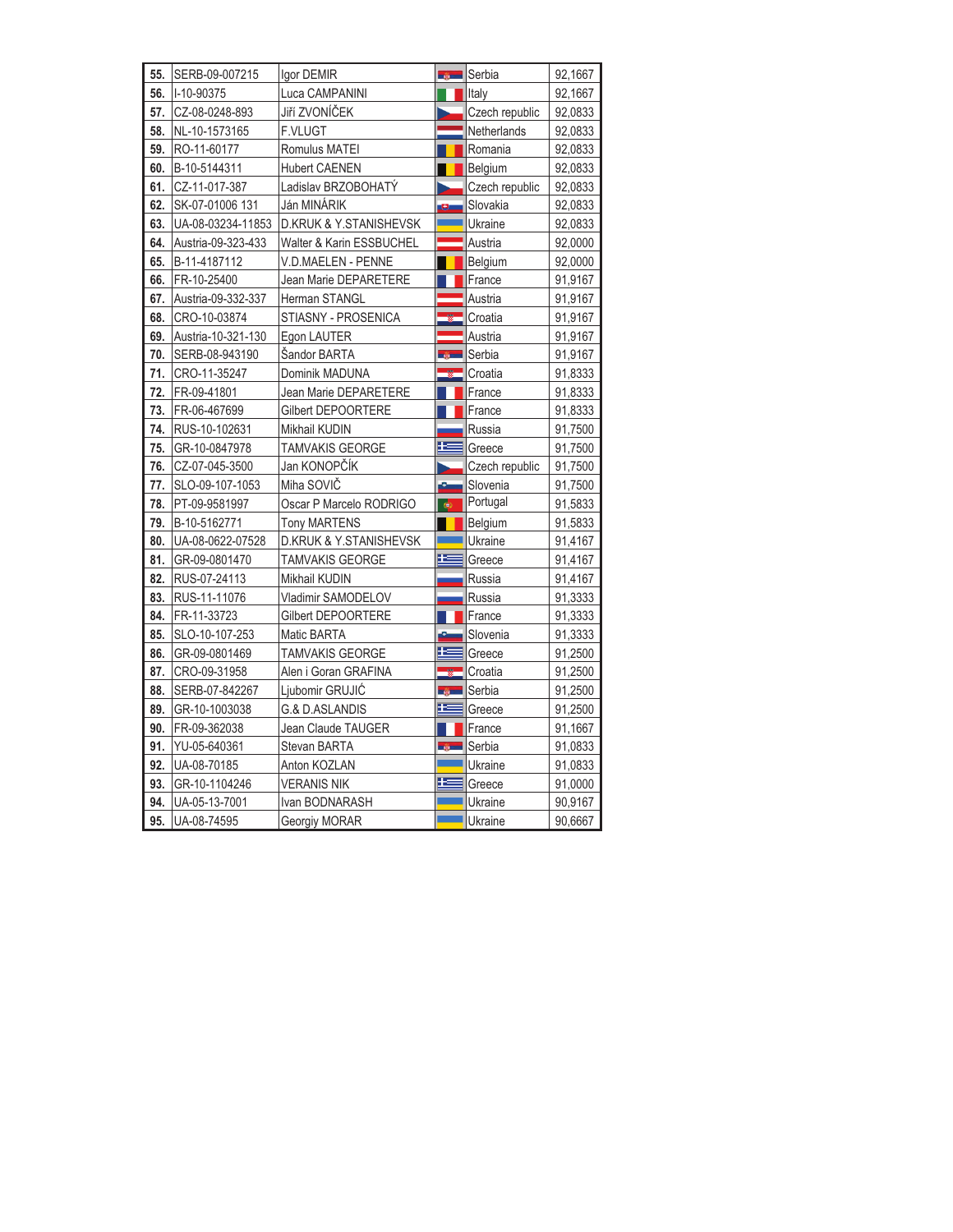| | | | | | |
|---|---|---|---|---|---|
| **55.** | SERB-09-007215 | Igor DEMIR | | Serbia | 92,1667 |
| **56.** | I-10-90375 | Luca CAMPANINI | | Italy | 92,1667 |
| **57.** | CZ-08-0248-893 | Jiří ZVONÍČEK | | Czech republic | 92,0833 |
| **58.** | NL-10-1573165 | F.VLUGT | | Netherlands | 92,0833 |
| **59.** | RO-11-60177 | Romulus MATEI | | Romania | 92,0833 |
| **60.** | B-10-5144311 | Hubert CAENEN | | Belgium | 92,0833 |
| **61.** | CZ-11-017-387 | Ladislav BRZOBOHATÝ | | Czech republic | 92,0833 |
| **62.** | SK-07-01006 131 | Ján MINÁRIK | | Slovakia | 92,0833 |
| **63.** | UA-08-03234-11853 | D.KRUK & Y.STANISHEVSK | | Ukraine | 92,0833 |
| **64.** | Austria-09-323-433 | Walter & Karin ESSBUCHEL | | Austria | 92,0000 |
| **65.** | B-11-4187112 | V.D.MAELEN - PENNE | | Belgium | 92,0000 |
| **66.** | FR-10-25400 | Jean Marie DEPARETERE | | France | 91,9167 |
| **67.** | Austria-09-332-337 | Herman STANGL | | Austria | 91,9167 |
| **68.** | CRO-10-03874 | STIASNY - PROSENICA | | Croatia | 91,9167 |
| **69.** | Austria-10-321-130 | Egon LAUTER | | Austria | 91,9167 |
| **70.** | SERB-08-943190 | Šandor BARTA | | Serbia | 91,9167 |
| **71.** | CRO-11-35247 | Dominik MADUNA | | Croatia | 91,8333 |
| **72.** | FR-09-41801 | Jean Marie DEPARETERE | | France | 91,8333 |
| **73.** | FR-06-467699 | Gilbert DEPOORTERE | | France | 91,8333 |
| **74.** | RUS-10-102631 | Mikhail KUDIN | | Russia | 91,7500 |
| **75.** | GR-10-0847978 | TAMVAKIS GEORGE | | Greece | 91,7500 |
| **76.** | CZ-07-045-3500 | Jan KONOPČÍK | | Czech republic | 91,7500 |
| **77.** | SLO-09-107-1053 | Miha SOVIČ | | Slovenia | 91,7500 |
| **78.** | PT-09-9581997 | Oscar P Marcelo RODRIGO | | Portugal | 91,5833 |
| **79.** | B-10-5162771 | Tony MARTENS | | Belgium | 91,5833 |
| **80.** | UA-08-0622-07528 | D.KRUK & Y.STANISHEVSK | | Ukraine | 91,4167 |
| **81.** | GR-09-0801470 | TAMVAKIS GEORGE | | Greece | 91,4167 |
| **82.** | RUS-07-24113 | Mikhail KUDIN | | Russia | 91,4167 |
| **83.** | RUS-11-11076 | Vladimir SAMODELOV | | Russia | 91,3333 |
| **84.** | FR-11-33723 | Gilbert DEPOORTERE | | France | 91,3333 |
| **85.** | SLO-10-107-253 | Matic BARTA | | Slovenia | 91,3333 |
| **86.** | GR-09-0801469 | TAMVAKIS GEORGE | | Greece | 91,2500 |
| **87.** | CRO-09-31958 | Alen i Goran GRAFINA | | Croatia | 91,2500 |
| **88.** | SERB-07-842267 | Ljubomir GRUJIĆ | | Serbia | 91,2500 |
| **89.** | GR-10-1003038 | G.& D.ASLANDIS | | Greece | 91,2500 |
| **90.** | FR-09-362038 | Jean Claude TAUGER | | France | 91,1667 |
| **91.** | YU-05-640361 | Stevan BARTA | | Serbia | 91,0833 |
| **92.** | UA-08-70185 | Anton KOZLAN | | Ukraine | 91,0833 |
| **93.** | GR-10-1104246 | VERANIS NIK | | Greece | 91,0000 |
| **94.** | UA-05-13-7001 | Ivan BODNARASH | | Ukraine | 90,9167 |
| **95.** | UA-08-74595 | Georgiy MORAR | | Ukraine | 90,6667 |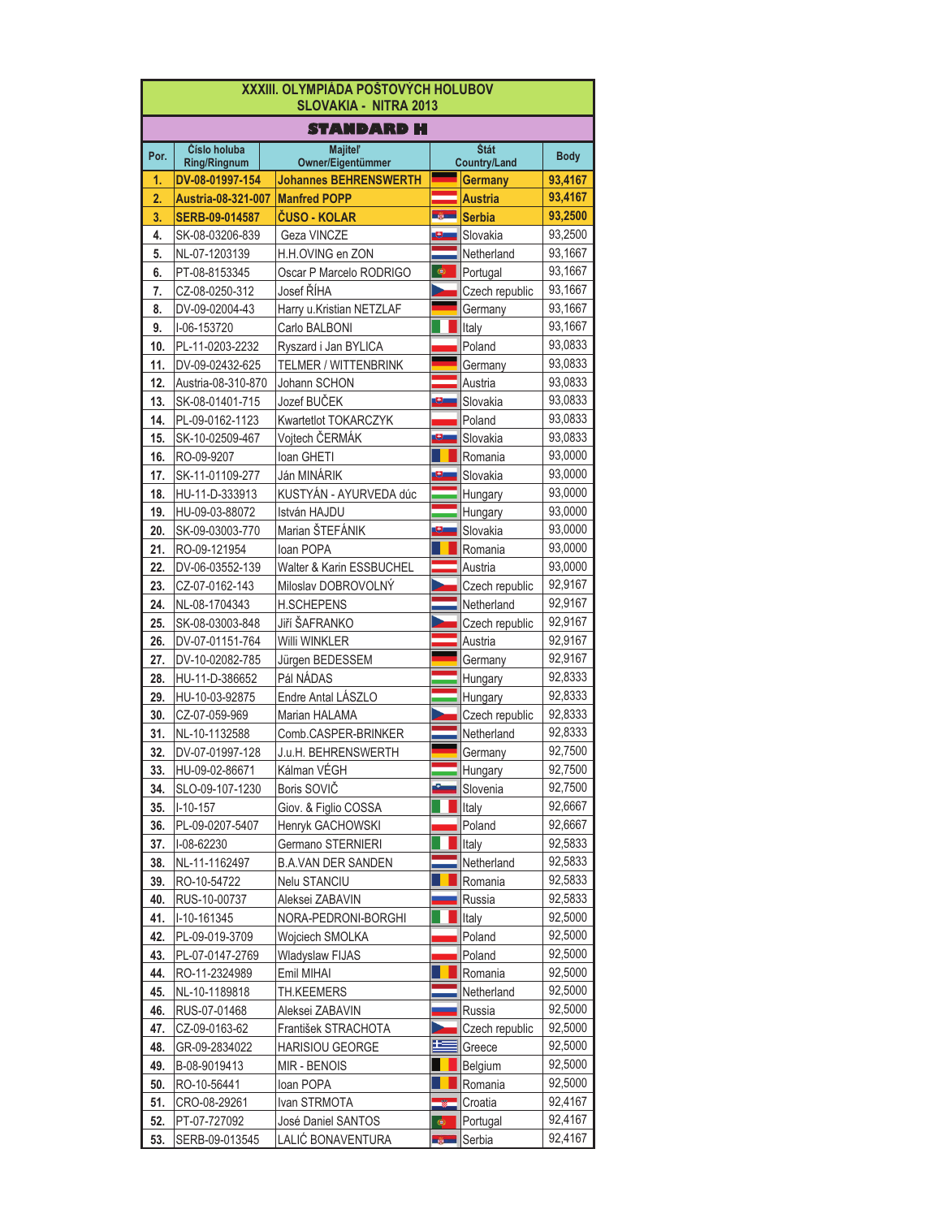# XXXIII. OLYMPIÁDA POŠTOVÝCH HOLUBOV
## SLOVAKIA - NITRA 2013

### STANDARD H

| Por. | Číslo holuba Ring/Ringnum | Majiteľ Owner/Eigentümmer | Štát Country/Land | Body |
|---|---|---|---|---|
| **1.** | **DV-08-01997-154** | **Johannes BEHRENSWERTH** | **Germany** | **93,4167** |
| **2.** | **Austria-08-321-007** | **Manfred POPP** | **Austria** | **93,4167** |
| **3.** | **SERB-09-014587** | **ČUSO - KOLAR** | **Serbia** | **93,2500** |
| 4. | SK-08-03206-839 | Geza VINCZE | Slovakia | 93,2500 |
| 5. | NL-07-1203139 | H.H.OVING en ZON | Netherland | 93,1667 |
| 6. | PT-08-8153345 | Oscar P Marcelo RODRIGO | Portugal | 93,1667 |
| 7. | CZ-08-0250-312 | Josef ŘÍHA | Czech republic | 93,1667 |
| 8. | DV-09-02004-43 | Harry u.Kristian NETZLAF | Germany | 93,1667 |
| 9. | I-06-153720 | Carlo BALBONI | Italy | 93,1667 |
| 10. | PL-11-0203-2232 | Ryszard i Jan BYLICA | Poland | 93,0833 |
| 11. | DV-09-02432-625 | TELMER / WITTENBRINK | Germany | 93,0833 |
| 12. | Austria-08-310-870 | Johann SCHON | Austria | 93,0833 |
| 13. | SK-08-01401-715 | Jozef BUČEK | Slovakia | 93,0833 |
| 14. | PL-09-0162-1123 | Kwartetlot TOKARCZYK | Poland | 93,0833 |
| 15. | SK-10-02509-467 | Vojtech ČERMÁK | Slovakia | 93,0833 |
| 16. | RO-09-9207 | Ioan GHETI | Romania | 93,0000 |
| 17. | SK-11-01109-277 | Ján MINÁRIK | Slovakia | 93,0000 |
| 18. | HU-11-D-333913 | KUSTYÁN - AYURVEDA dúc | Hungary | 93,0000 |
| 19. | HU-09-03-88072 | István HAJDU | Hungary | 93,0000 |
| 20. | SK-09-03003-770 | Marian ŠTEFÁNIK | Slovakia | 93,0000 |
| 21. | RO-09-121954 | Ioan POPA | Romania | 93,0000 |
| 22. | DV-06-03552-139 | Walter & Karin ESSBUCHEL | Austria | 93,0000 |
| 23. | CZ-07-0162-143 | Miloslav DOBROVOLNÝ | Czech republic | 92,9167 |
| 24. | NL-08-1704343 | H.SCHEPENS | Netherland | 92,9167 |
| 25. | SK-08-03003-848 | Jiří ŠAFRANKO | Czech republic | 92,9167 |
| 26. | DV-07-01151-764 | Willi WINKLER | Austria | 92,9167 |
| 27. | DV-10-02082-785 | Jürgen BEDESSEM | Germany | 92,9167 |
| 28. | HU-11-D-386652 | Pál NÁDAS | Hungary | 92,8333 |
| 29. | HU-10-03-92875 | Endre Antal LÁSZLO | Hungary | 92,8333 |
| 30. | CZ-07-059-969 | Marian HALAMA | Czech republic | 92,8333 |
| 31. | NL-10-1132588 | Comb.CASPER-BRINKER | Netherland | 92,8333 |
| 32. | DV-07-01997-128 | J.u.H. BEHRENSWERTH | Germany | 92,7500 |
| 33. | HU-09-02-86671 | Kálman VÉGH | Hungary | 92,7500 |
| 34. | SLO-09-107-1230 | Boris SOVIČ | Slovenia | 92,7500 |
| 35. | I-10-157 | Giov. & Figlio COSSA | Italy | 92,6667 |
| 36. | PL-09-0207-5407 | Henryk GACHOWSKI | Poland | 92,6667 |
| 37. | I-08-62230 | Germano STERNIERI | Italy | 92,5833 |
| 38. | NL-11-1162497 | B.A.VAN DER SANDEN | Netherland | 92,5833 |
| 39. | RO-10-54722 | Nelu STANCIU | Romania | 92,5833 |
| 40. | RUS-10-00737 | Aleksei ZABAVIN | Russia | 92,5833 |
| 41. | I-10-161345 | NORA-PEDRONI-BORGHI | Italy | 92,5000 |
| 42. | PL-09-019-3709 | Wojciech SMOLKA | Poland | 92,5000 |
| 43. | PL-07-0147-2769 | Wladyslaw FIJAS | Poland | 92,5000 |
| 44. | RO-11-2324989 | Emil MIHAI | Romania | 92,5000 |
| 45. | NL-10-1189818 | TH.KEEMERS | Netherland | 92,5000 |
| 46. | RUS-07-01468 | Aleksei ZABAVIN | Russia | 92,5000 |
| 47. | CZ-09-0163-62 | František STRACHOTA | Czech republic | 92,5000 |
| 48. | GR-09-2834022 | HARISIOU GEORGE | Greece | 92,5000 |
| 49. | B-08-9019413 | MIR - BENOIS | Belgium | 92,5000 |
| 50. | RO-10-56441 | Ioan POPA | Romania | 92,5000 |
| 51. | CRO-08-29261 | Ivan STRMOTA | Croatia | 92,4167 |
| 52. | PT-07-727092 | José Daniel SANTOS | Portugal | 92,4167 |
| 53. | SERB-09-013545 | LALIĆ BONAVENTURA | Serbia | 92,4167 |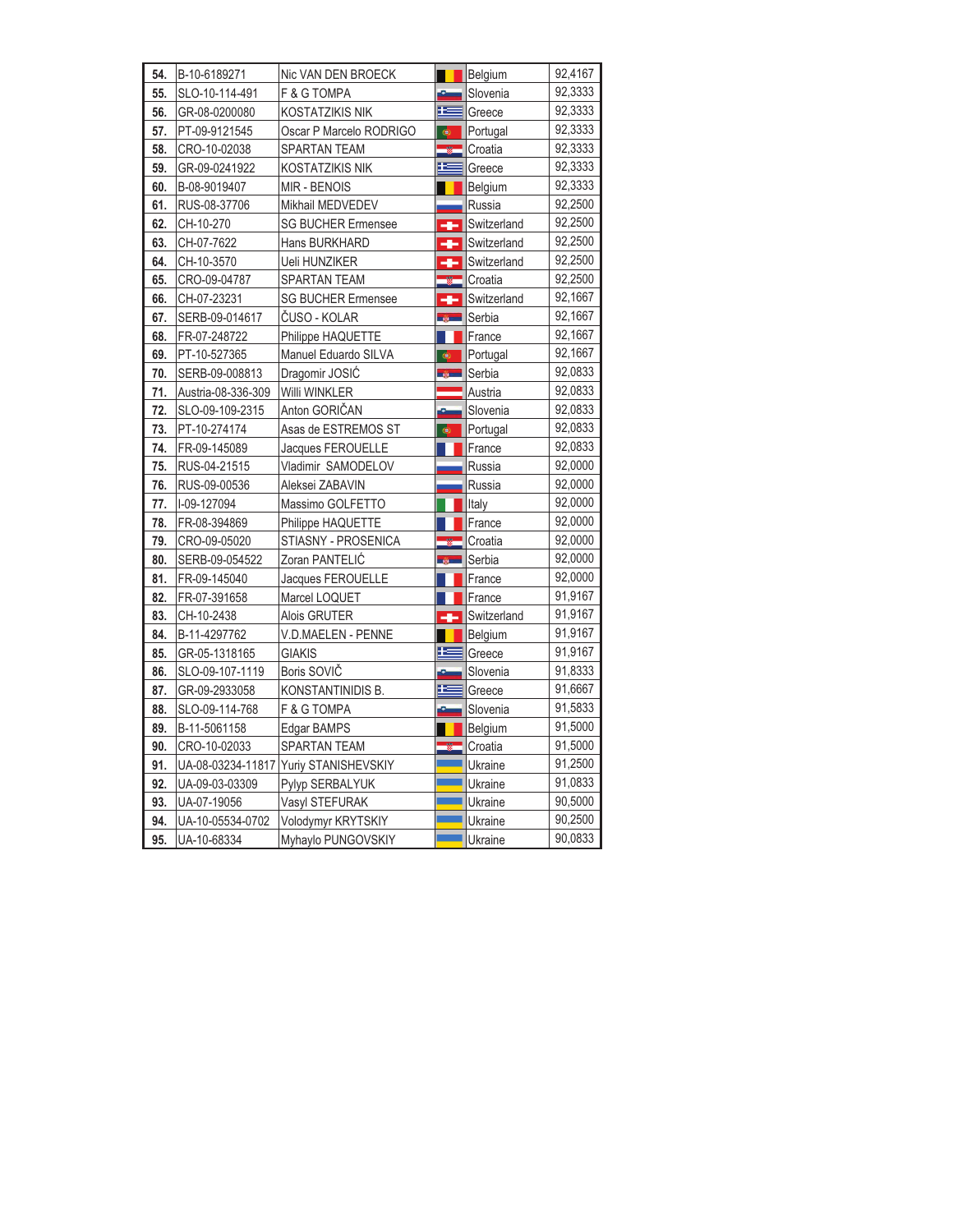| | | | | | |
|---|---|---|---|---|---|
| 54. | B-10-6189271 | Nic VAN DEN BROECK | | Belgium | 92,4167 |
| 55. | SLO-10-114-491 | F & G TOMPA | | Slovenia | 92,3333 |
| 56. | GR-08-0200080 | KOSTATZIKIS NIK | | Greece | 92,3333 |
| 57. | PT-09-9121545 | Oscar P Marcelo RODRIGO | | Portugal | 92,3333 |
| 58. | CRO-10-02038 | SPARTAN TEAM | | Croatia | 92,3333 |
| 59. | GR-09-0241922 | KOSTATZIKIS NIK | | Greece | 92,3333 |
| 60. | B-08-9019407 | MIR - BENOIS | | Belgium | 92,3333 |
| 61. | RUS-08-37706 | Mikhail MEDVEDEV | | Russia | 92,2500 |
| 62. | CH-10-270 | SG BUCHER Ermensee | | Switzerland | 92,2500 |
| 63. | CH-07-7622 | Hans BURKHARD | | Switzerland | 92,2500 |
| 64. | CH-10-3570 | Ueli HUNZIKER | | Switzerland | 92,2500 |
| 65. | CRO-09-04787 | SPARTAN TEAM | | Croatia | 92,2500 |
| 66. | CH-07-23231 | SG BUCHER Ermensee | | Switzerland | 92,1667 |
| 67. | SERB-09-014617 | ČUSO - KOLAR | | Serbia | 92,1667 |
| 68. | FR-07-248722 | Philippe HAQUETTE | | France | 92,1667 |
| 69. | PT-10-527365 | Manuel Eduardo SILVA | | Portugal | 92,1667 |
| 70. | SERB-09-008813 | Dragomir JOSIĆ | | Serbia | 92,0833 |
| 71. | Austria-08-336-309 | Willi WINKLER | | Austria | 92,0833 |
| 72. | SLO-09-109-2315 | Anton GORIČAN | | Slovenia | 92,0833 |
| 73. | PT-10-274174 | Asas de ESTREMOS ST | | Portugal | 92,0833 |
| 74. | FR-09-145089 | Jacques FEROUELLE | | France | 92,0833 |
| 75. | RUS-04-21515 | Vladimir SAMODELOV | | Russia | 92,0000 |
| 76. | RUS-09-00536 | Aleksei ZABAVIN | | Russia | 92,0000 |
| 77. | I-09-127094 | Massimo GOLFETTO | | Italy | 92,0000 |
| 78. | FR-08-394869 | Philippe HAQUETTE | | France | 92,0000 |
| 79. | CRO-09-05020 | STIASNY - PROSENICA | | Croatia | 92,0000 |
| 80. | SERB-09-054522 | Zoran PANTELIĆ | | Serbia | 92,0000 |
| 81. | FR-09-145040 | Jacques FEROUELLE | | France | 92,0000 |
| 82. | FR-07-391658 | Marcel LOQUET | | France | 91,9167 |
| 83. | CH-10-2438 | Alois GRUTER | | Switzerland | 91,9167 |
| 84. | B-11-4297762 | V.D.MAELEN - PENNE | | Belgium | 91,9167 |
| 85. | GR-05-1318165 | GIAKIS | | Greece | 91,9167 |
| 86. | SLO-09-107-1119 | Boris SOVIČ | | Slovenia | 91,8333 |
| 87. | GR-09-2933058 | KONSTANTINIDIS B. | | Greece | 91,6667 |
| 88. | SLO-09-114-768 | F & G TOMPA | | Slovenia | 91,5833 |
| 89. | B-11-5061158 | Edgar BAMPS | | Belgium | 91,5000 |
| 90. | CRO-10-02033 | SPARTAN TEAM | | Croatia | 91,5000 |
| 91. | UA-08-03234-11817 | Yuriy STANISHEVSKIY | | Ukraine | 91,2500 |
| 92. | UA-09-03-03309 | Pylyp SERBALYUK | | Ukraine | 91,0833 |
| 93. | UA-07-19056 | Vasyl STEFURAK | | Ukraine | 90,5000 |
| 94. | UA-10-05534-0702 | Volodymyr KRYTSKIY | | Ukraine | 90,2500 |
| 95. | UA-10-68334 | Myhaylo PUNGOVSKIY | | Ukraine | 90,0833 |